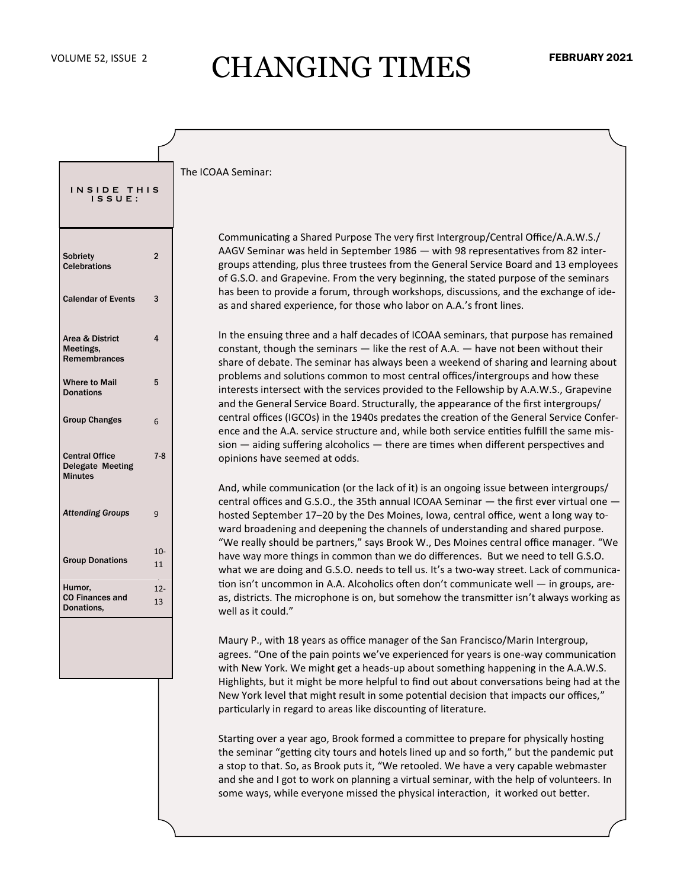# CHANGING TIMES

VOLUME 52, ISSUE 2 — FEBRUARY 2021

**INSIDE THIS ISSUE:**

| | |
|---|---|
| Sobriety Celebrations | 2 |
| Calendar of Events | 3 |
| Area & District Meetings, Remembrances | 4 |
| Where to Mail Donations | 5 |
| Group Changes | 6 |
| Central Office Delegate Meeting Minutes | 7-8 |
| *Attending Groups* | 9 |
| Group Donations | 10-11 |
| Humor, CO Finances and Donations, | 12-13 |

The ICOAA Seminar:

Communicating a Shared Purpose The very first Intergroup/Central Office/A.A.W.S./AAGV Seminar was held in September 1986 — with 98 representatives from 82 intergroups attending, plus three trustees from the General Service Board and 13 employees of G.S.O. and Grapevine. From the very beginning, the stated purpose of the seminars has been to provide a forum, through workshops, discussions, and the exchange of ideas and shared experience, for those who labor on A.A.'s front lines.

In the ensuing three and a half decades of ICOAA seminars, that purpose has remained constant, though the seminars — like the rest of A.A. — have not been without their share of debate. The seminar has always been a weekend of sharing and learning about problems and solutions common to most central offices/intergroups and how these interests intersect with the services provided to the Fellowship by A.A.W.S., Grapevine and the General Service Board. Structurally, the appearance of the first intergroups/central offices (IGCOs) in the 1940s predates the creation of the General Service Conference and the A.A. service structure and, while both service entities fulfill the same mission — aiding suffering alcoholics — there are times when different perspectives and opinions have seemed at odds.

And, while communication (or the lack of it) is an ongoing issue between intergroups/central offices and G.S.O., the 35th annual ICOAA Seminar — the first ever virtual one — hosted September 17–20 by the Des Moines, Iowa, central office, went a long way toward broadening and deepening the channels of understanding and shared purpose. "We really should be partners," says Brook W., Des Moines central office manager. "We have way more things in common than we do differences. But we need to tell G.S.O. what we are doing and G.S.O. needs to tell us. It's a two-way street. Lack of communication isn't uncommon in A.A. Alcoholics often don't communicate well — in groups, areas, districts. The microphone is on, but somehow the transmitter isn't always working as well as it could."

Maury P., with 18 years as office manager of the San Francisco/Marin Intergroup, agrees. "One of the pain points we've experienced for years is one-way communication with New York. We might get a heads-up about something happening in the A.A.W.S. Highlights, but it might be more helpful to find out about conversations being had at the New York level that might result in some potential decision that impacts our offices," particularly in regard to areas like discounting of literature.

Starting over a year ago, Brook formed a committee to prepare for physically hosting the seminar "getting city tours and hotels lined up and so forth," but the pandemic put a stop to that. So, as Brook puts it, "We retooled. We have a very capable webmaster and she and I got to work on planning a virtual seminar, with the help of volunteers. In some ways, while everyone missed the physical interaction, it worked out better.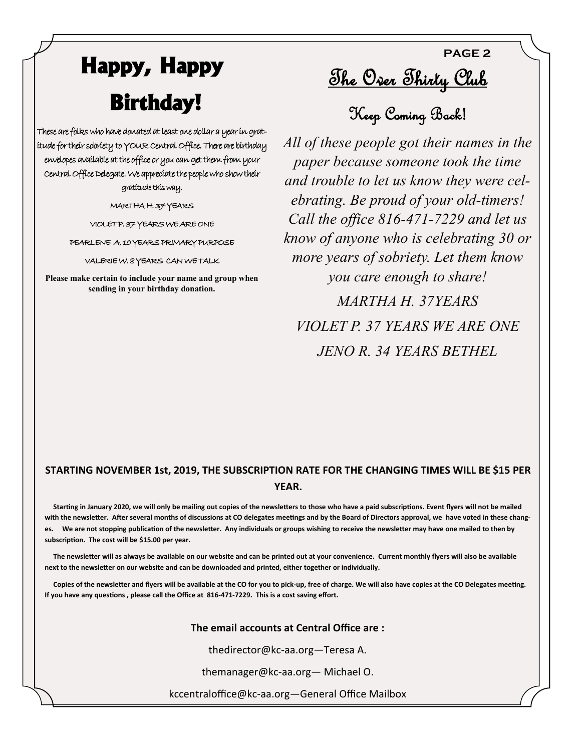# Happy, Happy Birthday!

These are folks who have donated at least one dollar a year in gratitude for their sobriety to YOUR Central Office. There are birthday envelopes available at the office or you can get them from your Central Office Delegate. We appreciate the people who show their gratitude this way.

MARTHA H. 37 YEARS

VIOLET P. 37 YEARS WE ARE ONE

PEARLENE A. 10 YEARS PRIMARY PURPOSE

VALERIE W. 8 YEARS CAN WE TALK

**Please make certain to include your name and group when sending in your birthday donation.**

## The Over Thirty Club

### Keep Coming Back!

*All of these people got their names in the paper because someone took the time and trouble to let us know they were celebrating. Be proud of your old-timers! Call the office 816-471-7229 and let us know of anyone who is celebrating 30 or more years of sobriety. Let them know you care enough to share!*

*MARTHA H. 37YEARS*

*VIOLET P. 37 YEARS WE ARE ONE*

*JENO R. 34 YEARS BETHEL*

**STARTING NOVEMBER 1st, 2019, THE SUBSCRIPTION RATE FOR THE CHANGING TIMES WILL BE $15 PER YEAR.**

**Starting in January 2020, we will only be mailing out copies of the newsletters to those who have a paid subscriptions. Event flyers will not be mailed with the newsletter. After several months of discussions at CO delegates meetings and by the Board of Directors approval, we have voted in these changes. We are not stopping publication of the newsletter. Any individuals or groups wishing to receive the newsletter may have one mailed to then by subscription. The cost will be $15.00 per year.**

**The newsletter will as always be available on our website and can be printed out at your convenience. Current monthly flyers will also be available next to the newsletter on our website and can be downloaded and printed, either together or individually.**

**Copies of the newsletter and flyers will be available at the CO for you to pick-up, free of charge. We will also have copies at the CO Delegates meeting. If you have any questions , please call the Office at 816-471-7229. This is a cost saving effort.**

**The email accounts at Central Office are :**

thedirector@kc-aa.org—Teresa A.

themanager@kc-aa.org— Michael O.

kccentraloffice@kc-aa.org—General Office Mailbox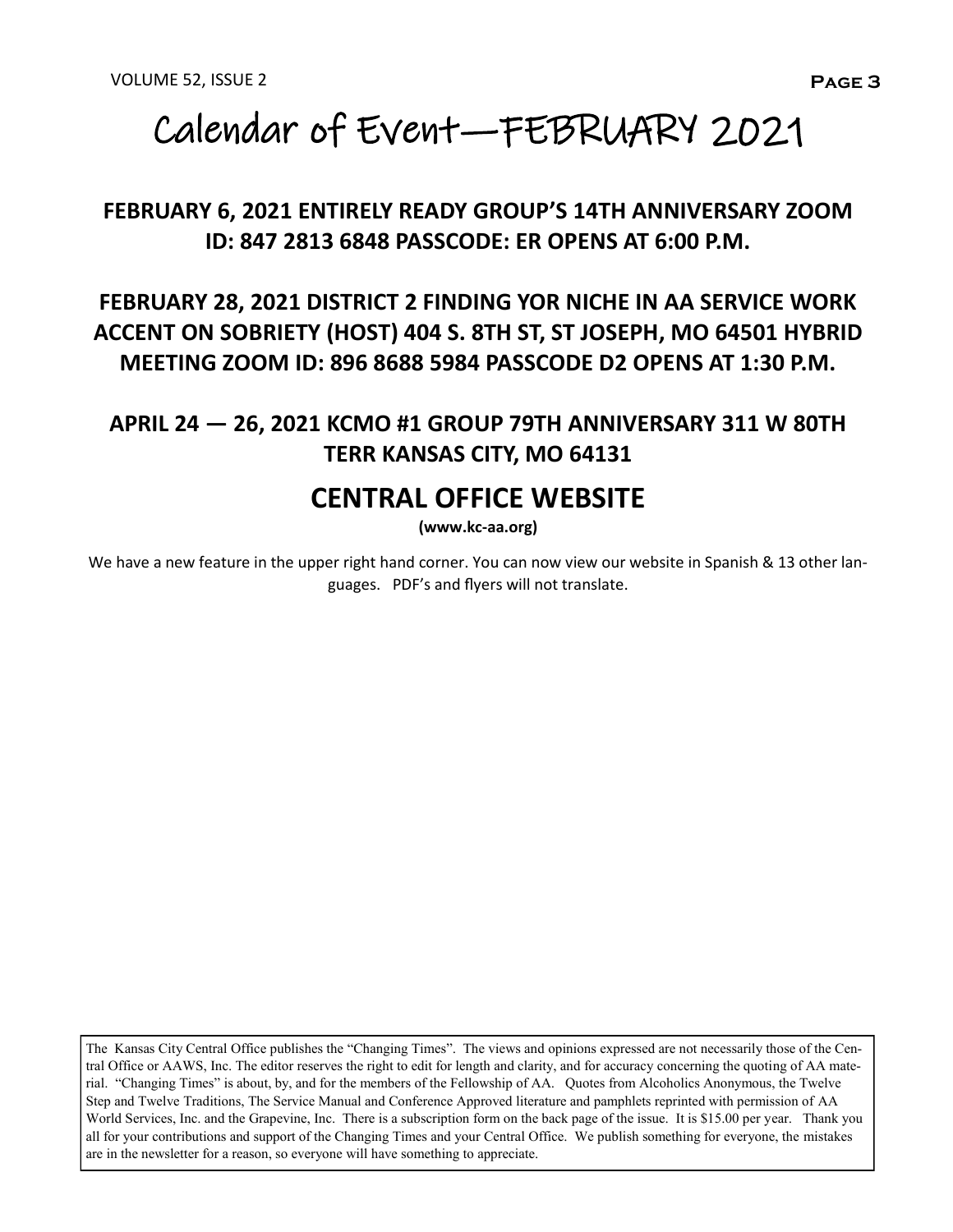# Calendar of Event—FEBRUARY 2021

**FEBRUARY 6, 2021 ENTIRELY READY GROUP'S 14TH ANNIVERSARY ZOOM ID: 847 2813 6848 PASSCODE: ER OPENS AT 6:00 P.M.**

**FEBRUARY 28, 2021 DISTRICT 2 FINDING YOR NICHE IN AA SERVICE WORK ACCENT ON SOBRIETY (HOST) 404 S. 8TH ST, ST JOSEPH, MO 64501 HYBRID MEETING ZOOM ID: 896 8688 5984 PASSCODE D2 OPENS AT 1:30 P.M.**

**APRIL 24 — 26, 2021 KCMO #1 GROUP 79TH ANNIVERSARY 311 W 80TH TERR KANSAS CITY, MO 64131**

## CENTRAL OFFICE WEBSITE

**(www.kc-aa.org)**

We have a new feature in the upper right hand corner. You can now view our website in Spanish & 13 other languages. PDF's and flyers will not translate.

The Kansas City Central Office publishes the "Changing Times". The views and opinions expressed are not necessarily those of the Central Office or AAWS, Inc. The editor reserves the right to edit for length and clarity, and for accuracy concerning the quoting of AA material. "Changing Times" is about, by, and for the members of the Fellowship of AA. Quotes from Alcoholics Anonymous, the Twelve Step and Twelve Traditions, The Service Manual and Conference Approved literature and pamphlets reprinted with permission of AA World Services, Inc. and the Grapevine, Inc. There is a subscription form on the back page of the issue. It is $15.00 per year. Thank you all for your contributions and support of the Changing Times and your Central Office. We publish something for everyone, the mistakes are in the newsletter for a reason, so everyone will have something to appreciate.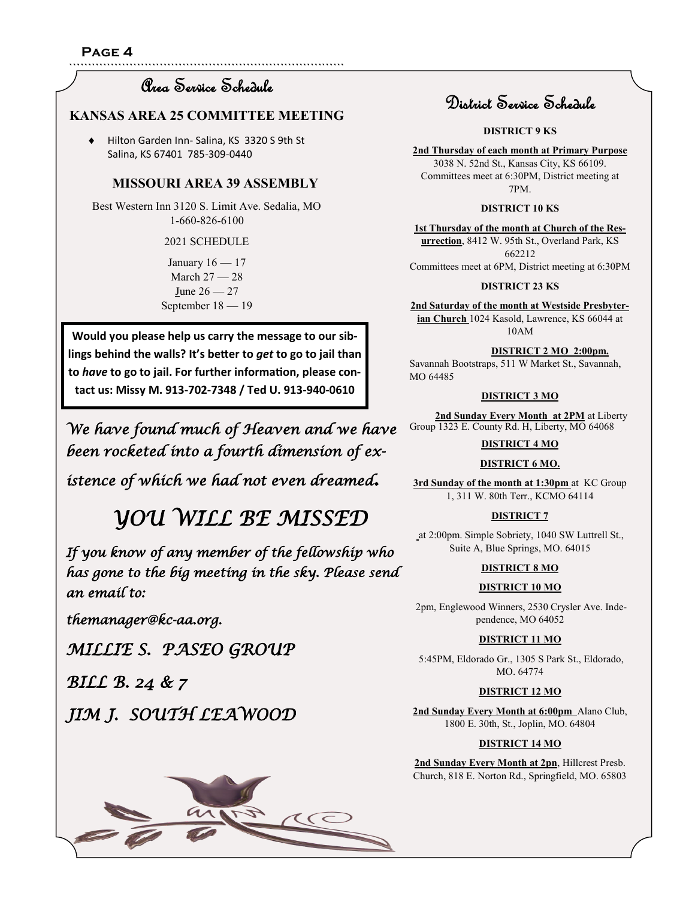## Area Service Schedule

### KANSAS AREA 25 COMMITTEE MEETING

- Hilton Garden Inn- Salina, KS 3320 S 9th St Salina, KS 67401 785-309-0440

### MISSOURI AREA 39 ASSEMBLY

Best Western Inn 3120 S. Limit Ave. Sedalia, MO 1-660-826-6100

2021 SCHEDULE

January 16 — 17
March 27 — 28
June 26 — 27
September 18 — 19

**Would you please help us carry the message to our siblings behind the walls? It's better to *get* to go to jail than to *have* to go to jail. For further information, please contact us: Missy M. 913-702-7348 / Ted U. 913-940-0610**

*We have found much of Heaven and we have been rocketed into a fourth dimension of existence of which we had not even dreamed.*

## *YOU WILL BE MISSED*

*If you know of any member of the fellowship who has gone to the big meeting in the sky. Please send an email to:*

*themanager@kc-aa.org.*

*MILLIE S. PASEO GROUP*

*BILL B. 24 & 7*

*JIM J. SOUTH LEAWOOD*

## District Service Schedule

**DISTRICT 9 KS**

**2nd Thursday of each month at Primary Purpose** 3038 N. 52nd St., Kansas City, KS 66109. Committees meet at 6:30PM, District meeting at 7PM.

**DISTRICT 10 KS**

**1st Thursday of the month at Church of the Resurrection**, 8412 W. 95th St., Overland Park, KS 662212
Committees meet at 6PM, District meeting at 6:30PM

**DISTRICT 23 KS**

**2nd Saturday of the month at Westside Presbyterian Church** 1024 Kasold, Lawrence, KS 66044 at 10AM

**DISTRICT 2 MO 2:00pm.**

Savannah Bootstraps, 511 W Market St., Savannah, MO 64485

**DISTRICT 3 MO**

**2nd Sunday Every Month at 2PM** at Liberty Group 1323 E. County Rd. H, Liberty, MO 64068

**DISTRICT 4 MO**

**DISTRICT 6 MO.**

**3rd Sunday of the month at 1:30pm** at KC Group 1, 311 W. 80th Terr., KCMO 64114

**DISTRICT 7**

at 2:00pm. Simple Sobriety, 1040 SW Luttrell St., Suite A, Blue Springs, MO. 64015

**DISTRICT 8 MO**

**DISTRICT 10 MO**

2pm, Englewood Winners, 2530 Crysler Ave. Independence, MO 64052

**DISTRICT 11 MO**

5:45PM, Eldorado Gr., 1305 S Park St., Eldorado, MO. 64774

**DISTRICT 12 MO**

**2nd Sunday Every Month at 6:00pm** Alano Club, 1800 E. 30th, St., Joplin, MO. 64804

**DISTRICT 14 MO**

**2nd Sunday Every Month at 2pn**, Hillcrest Presb. Church, 818 E. Norton Rd., Springfield, MO. 65803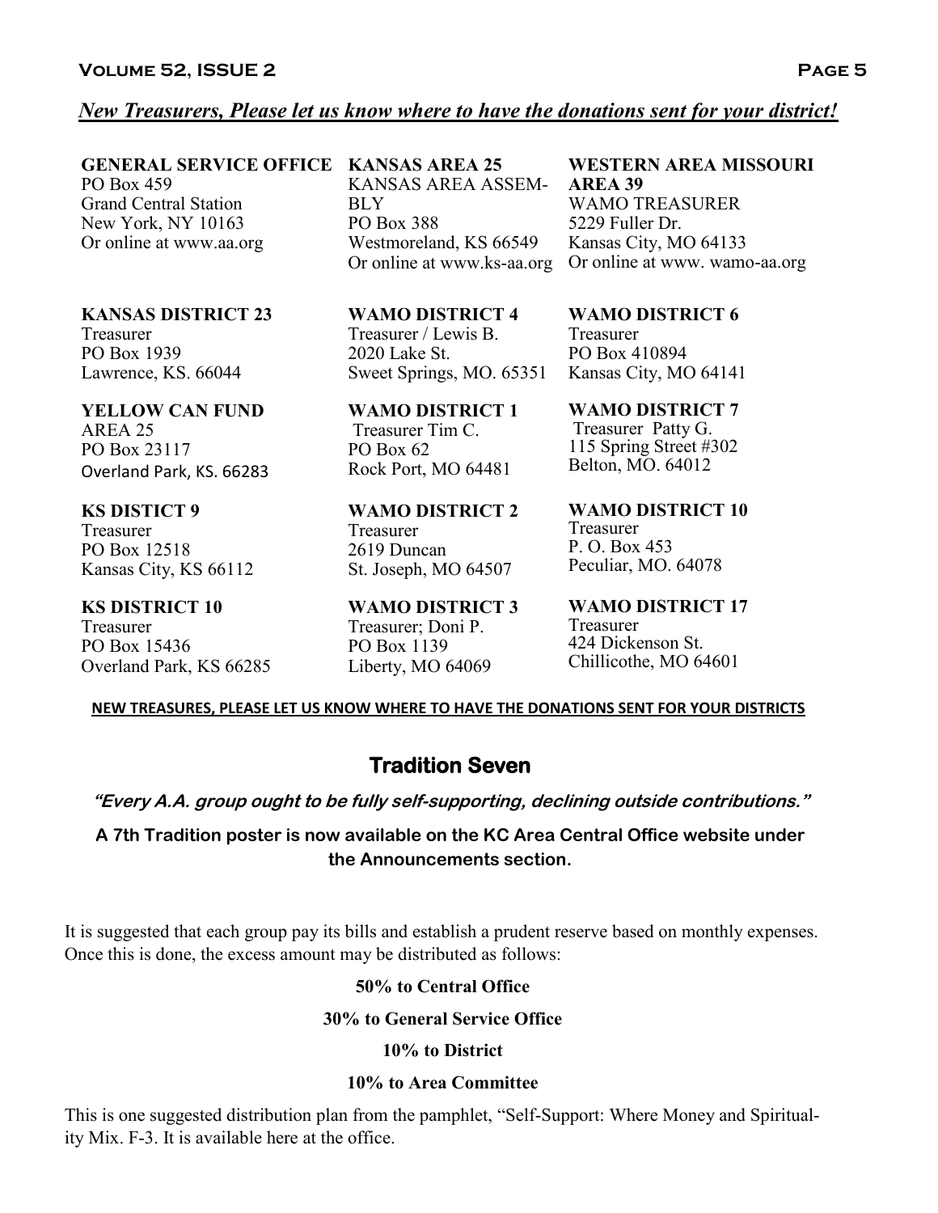*__New Treasurers, Please let us know where to have the donations sent for your district!__*

**GENERAL SERVICE OFFICE**
PO Box 459
Grand Central Station
New York, NY 10163
Or online at www.aa.org

**KANSAS AREA 25**
KANSAS AREA ASSEMBLY
PO Box 388
Westmoreland, KS 66549
Or online at www.ks-aa.org

**WESTERN AREA MISSOURI AREA 39**
WAMO TREASURER
5229 Fuller Dr.
Kansas City, MO 64133
Or online at www. wamo-aa.org

**KANSAS DISTRICT 23**
Treasurer
PO Box 1939
Lawrence, KS. 66044

**YELLOW CAN FUND**
AREA 25
PO Box 23117
Overland Park, KS. 66283

**KS DISTICT 9**
Treasurer
PO Box 12518
Kansas City, KS 66112

**KS DISTRICT 10**
Treasurer
PO Box 15436
Overland Park, KS 66285

**WAMO DISTRICT 4**
Treasurer / Lewis B.
2020 Lake St.
Sweet Springs, MO. 65351

**WAMO DISTRICT 1**
Treasurer Tim C.
PO Box 62
Rock Port, MO 64481

**WAMO DISTRICT 2**
Treasurer
2619 Duncan
St. Joseph, MO 64507

**WAMO DISTRICT 3**
Treasurer; Doni P.
PO Box 1139
Liberty, MO 64069

**WAMO DISTRICT 6**
Treasurer
PO Box 410894
Kansas City, MO 64141

**WAMO DISTRICT 7**
Treasurer Patty G.
115 Spring Street #302
Belton, MO. 64012

**WAMO DISTRICT 10**
Treasurer
P. O. Box 453
Peculiar, MO. 64078

**WAMO DISTRICT 17**
Treasurer
424 Dickenson St.
Chillicothe, MO 64601

**__NEW TREASURES, PLEASE LET US KNOW WHERE TO HAVE THE DONATIONS SENT FOR YOUR DISTRICTS__**

## Tradition Seven

***"Every A.A. group ought to be fully self-supporting, declining outside contributions."***

**A 7th Tradition poster is now available on the KC Area Central Office website under the Announcements section.**

It is suggested that each group pay its bills and establish a prudent reserve based on monthly expenses. Once this is done, the excess amount may be distributed as follows:

**50% to Central Office**

**30% to General Service Office**

**10% to District**

**10% to Area Committee**

This is one suggested distribution plan from the pamphlet, "Self-Support: Where Money and Spirituality Mix. F-3. It is available here at the office.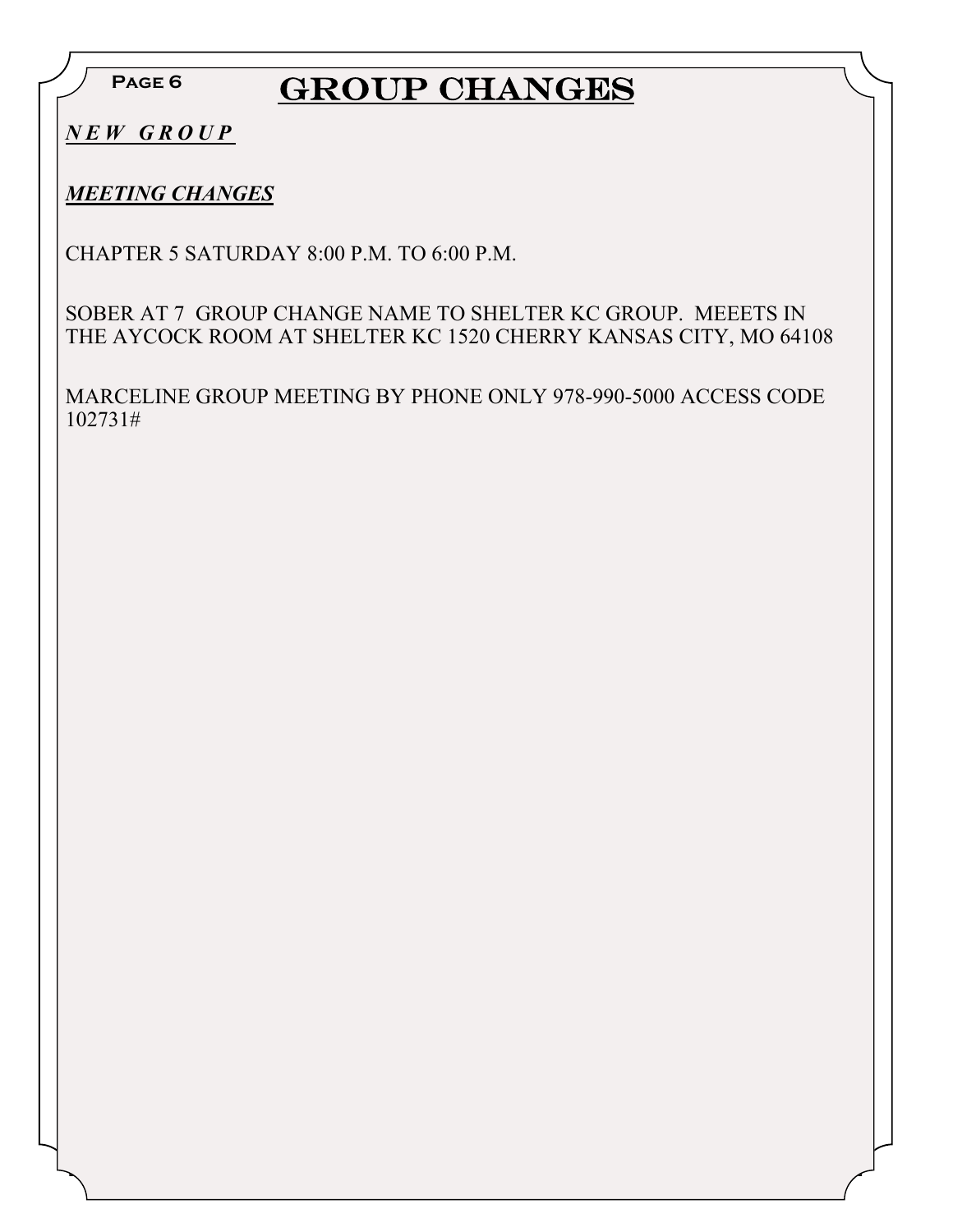# GROUP CHANGES

***NEW GROUP***

***MEETING CHANGES***

CHAPTER 5 SATURDAY 8:00 P.M. TO 6:00 P.M.

SOBER AT 7 GROUP CHANGE NAME TO SHELTER KC GROUP. MEEETS IN THE AYCOCK ROOM AT SHELTER KC 1520 CHERRY KANSAS CITY, MO 64108

MARCELINE GROUP MEETING BY PHONE ONLY 978-990-5000 ACCESS CODE 102731#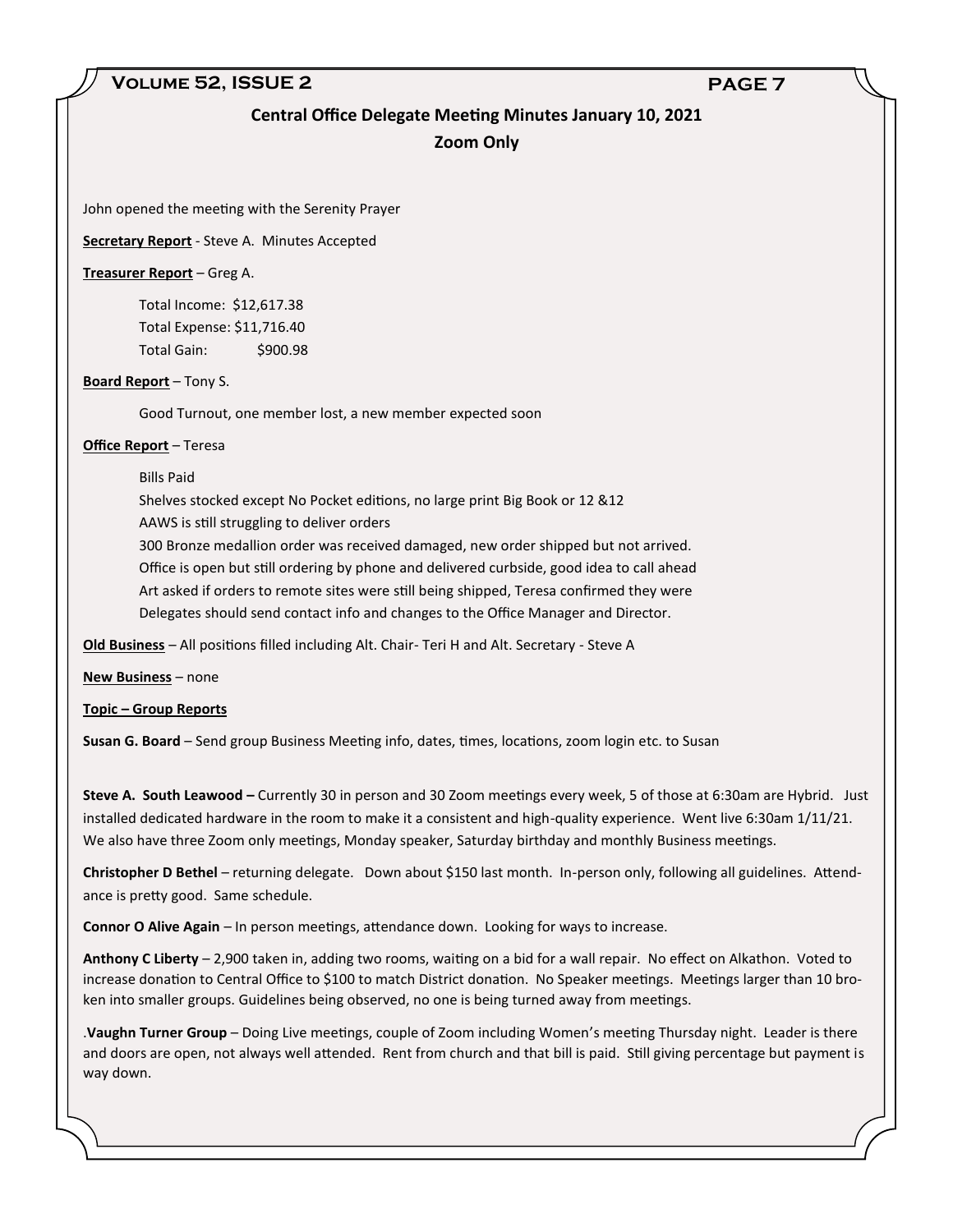## Central Office Delegate Meeting Minutes January 10, 2021

### Zoom Only

John opened the meeting with the Serenity Prayer

**Secretary Report** - Steve A. Minutes Accepted

**Treasurer Report** – Greg A.

Total Income: $12,617.38
Total Expense: $11,716.40
Total Gain: $900.98

**Board Report** – Tony S.

Good Turnout, one member lost, a new member expected soon

**Office Report** – Teresa

Bills Paid
Shelves stocked except No Pocket editions, no large print Big Book or 12 &12
AAWS is still struggling to deliver orders
300 Bronze medallion order was received damaged, new order shipped but not arrived.
Office is open but still ordering by phone and delivered curbside, good idea to call ahead
Art asked if orders to remote sites were still being shipped, Teresa confirmed they were
Delegates should send contact info and changes to the Office Manager and Director.

**Old Business** – All positions filled including Alt. Chair- Teri H and Alt. Secretary - Steve A

**New Business** – none

**Topic – Group Reports**

**Susan G. Board** – Send group Business Meeting info, dates, times, locations, zoom login etc. to Susan

**Steve A. South Leawood –** Currently 30 in person and 30 Zoom meetings every week, 5 of those at 6:30am are Hybrid. Just installed dedicated hardware in the room to make it a consistent and high-quality experience. Went live 6:30am 1/11/21. We also have three Zoom only meetings, Monday speaker, Saturday birthday and monthly Business meetings.

**Christopher D Bethel** – returning delegate. Down about $150 last month. In-person only, following all guidelines. Attendance is pretty good. Same schedule.

**Connor O Alive Again** – In person meetings, attendance down. Looking for ways to increase.

**Anthony C Liberty** – 2,900 taken in, adding two rooms, waiting on a bid for a wall repair. No effect on Alkathon. Voted to increase donation to Central Office to $100 to match District donation. No Speaker meetings. Meetings larger than 10 broken into smaller groups. Guidelines being observed, no one is being turned away from meetings.

.**Vaughn Turner Group** – Doing Live meetings, couple of Zoom including Women's meeting Thursday night. Leader is there and doors are open, not always well attended. Rent from church and that bill is paid. Still giving percentage but payment is way down.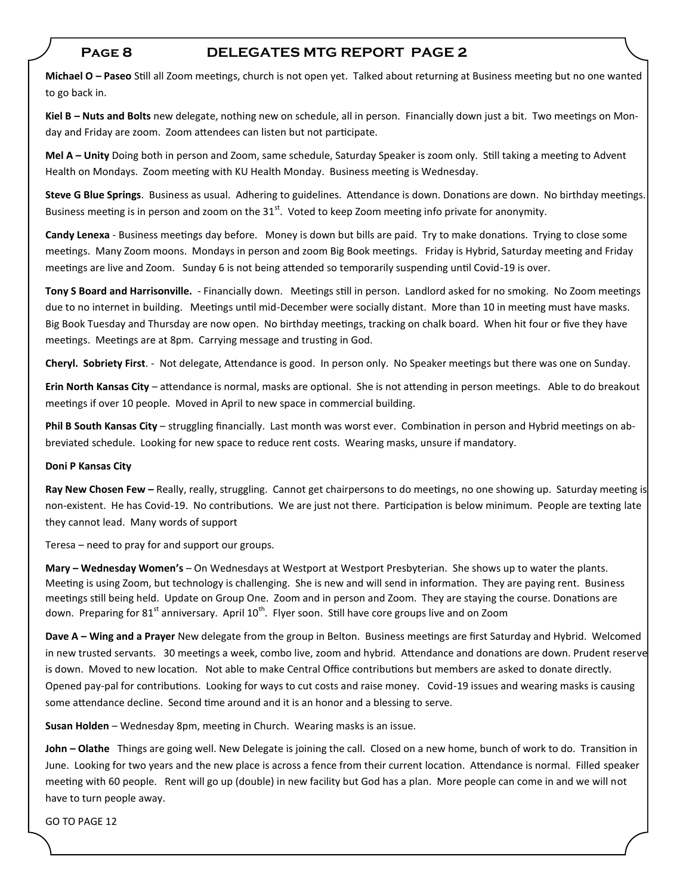## DELEGATES MTG REPORT PAGE 2

**Michael O – Paseo** Still all Zoom meetings, church is not open yet. Talked about returning at Business meeting but no one wanted to go back in.

**Kiel B – Nuts and Bolts** new delegate, nothing new on schedule, all in person. Financially down just a bit. Two meetings on Monday and Friday are zoom. Zoom attendees can listen but not participate.

**Mel A – Unity** Doing both in person and Zoom, same schedule, Saturday Speaker is zoom only. Still taking a meeting to Advent Health on Mondays. Zoom meeting with KU Health Monday. Business meeting is Wednesday.

**Steve G Blue Springs**. Business as usual. Adhering to guidelines. Attendance is down. Donations are down. No birthday meetings. Business meeting is in person and zoom on the 31st. Voted to keep Zoom meeting info private for anonymity.

**Candy Lenexa** - Business meetings day before. Money is down but bills are paid. Try to make donations. Trying to close some meetings. Many Zoom moons. Mondays in person and zoom Big Book meetings. Friday is Hybrid, Saturday meeting and Friday meetings are live and Zoom. Sunday 6 is not being attended so temporarily suspending until Covid-19 is over.

**Tony S Board and Harrisonville.** - Financially down. Meetings still in person. Landlord asked for no smoking. No Zoom meetings due to no internet in building. Meetings until mid-December were socially distant. More than 10 in meeting must have masks. Big Book Tuesday and Thursday are now open. No birthday meetings, tracking on chalk board. When hit four or five they have meetings. Meetings are at 8pm. Carrying message and trusting in God.

**Cheryl. Sobriety First**. - Not delegate, Attendance is good. In person only. No Speaker meetings but there was one on Sunday.

**Erin North Kansas City** – attendance is normal, masks are optional. She is not attending in person meetings. Able to do breakout meetings if over 10 people. Moved in April to new space in commercial building.

**Phil B South Kansas City** – struggling financially. Last month was worst ever. Combination in person and Hybrid meetings on abbreviated schedule. Looking for new space to reduce rent costs. Wearing masks, unsure if mandatory.

**Doni P Kansas City**

**Ray New Chosen Few –** Really, really, struggling. Cannot get chairpersons to do meetings, no one showing up. Saturday meeting is non-existent. He has Covid-19. No contributions. We are just not there. Participation is below minimum. People are texting late they cannot lead. Many words of support

Teresa – need to pray for and support our groups.

**Mary – Wednesday Women's** – On Wednesdays at Westport at Westport Presbyterian. She shows up to water the plants. Meeting is using Zoom, but technology is challenging. She is new and will send in information. They are paying rent. Business meetings still being held. Update on Group One. Zoom and in person and Zoom. They are staying the course. Donations are down. Preparing for 81st anniversary. April 10th. Flyer soon. Still have core groups live and on Zoom

**Dave A – Wing and a Prayer** New delegate from the group in Belton. Business meetings are first Saturday and Hybrid. Welcomed in new trusted servants. 30 meetings a week, combo live, zoom and hybrid. Attendance and donations are down. Prudent reserve is down. Moved to new location. Not able to make Central Office contributions but members are asked to donate directly. Opened pay-pal for contributions. Looking for ways to cut costs and raise money. Covid-19 issues and wearing masks is causing some attendance decline. Second time around and it is an honor and a blessing to serve.

**Susan Holden** – Wednesday 8pm, meeting in Church. Wearing masks is an issue.

**John – Olathe** Things are going well. New Delegate is joining the call. Closed on a new home, bunch of work to do. Transition in June. Looking for two years and the new place is across a fence from their current location. Attendance is normal. Filled speaker meeting with 60 people. Rent will go up (double) in new facility but God has a plan. More people can come in and we will not have to turn people away.

GO TO PAGE 12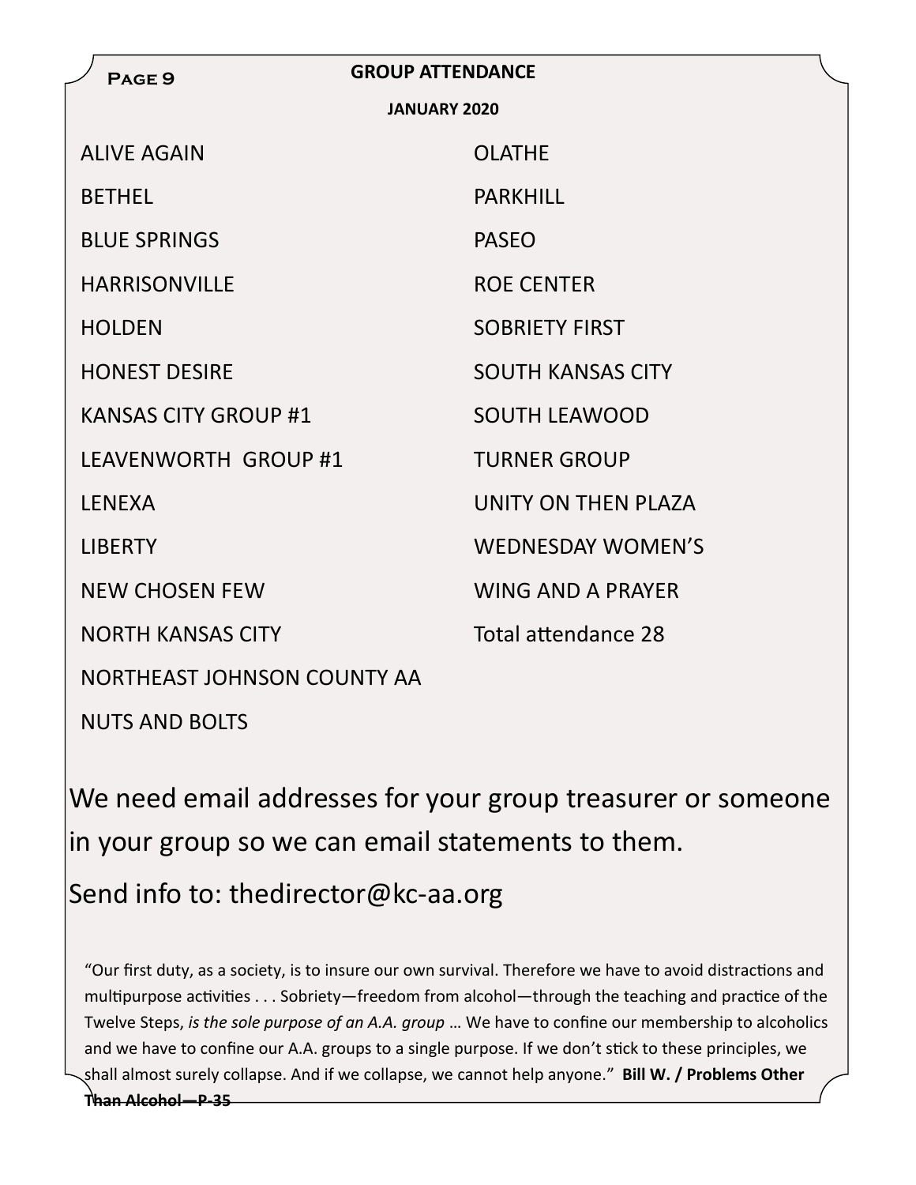## GROUP ATTENDANCE

### JANUARY 2020

ALIVE AGAIN

BETHEL

BLUE SPRINGS

HARRISONVILLE

HOLDEN

HONEST DESIRE

KANSAS CITY GROUP #1

LEAVENWORTH GROUP #1

LENEXA

LIBERTY

NEW CHOSEN FEW

NORTH KANSAS CITY

NORTHEAST JOHNSON COUNTY AA

NUTS AND BOLTS

OLATHE

PARKHILL

PASEO

ROE CENTER

SOBRIETY FIRST

SOUTH KANSAS CITY

SOUTH LEAWOOD

TURNER GROUP

UNITY ON THEN PLAZA

WEDNESDAY WOMEN'S

WING AND A PRAYER

Total attendance 28

We need email addresses for your group treasurer or someone in your group so we can email statements to them.

Send info to: thedirector@kc-aa.org

"Our first duty, as a society, is to insure our own survival. Therefore we have to avoid distractions and multipurpose activities . . . Sobriety—freedom from alcohol—through the teaching and practice of the Twelve Steps, *is the sole purpose of an A.A. group* … We have to confine our membership to alcoholics and we have to confine our A.A. groups to a single purpose. If we don't stick to these principles, we shall almost surely collapse. And if we collapse, we cannot help anyone." **Bill W. / Problems Other Than Alcohol—P-35**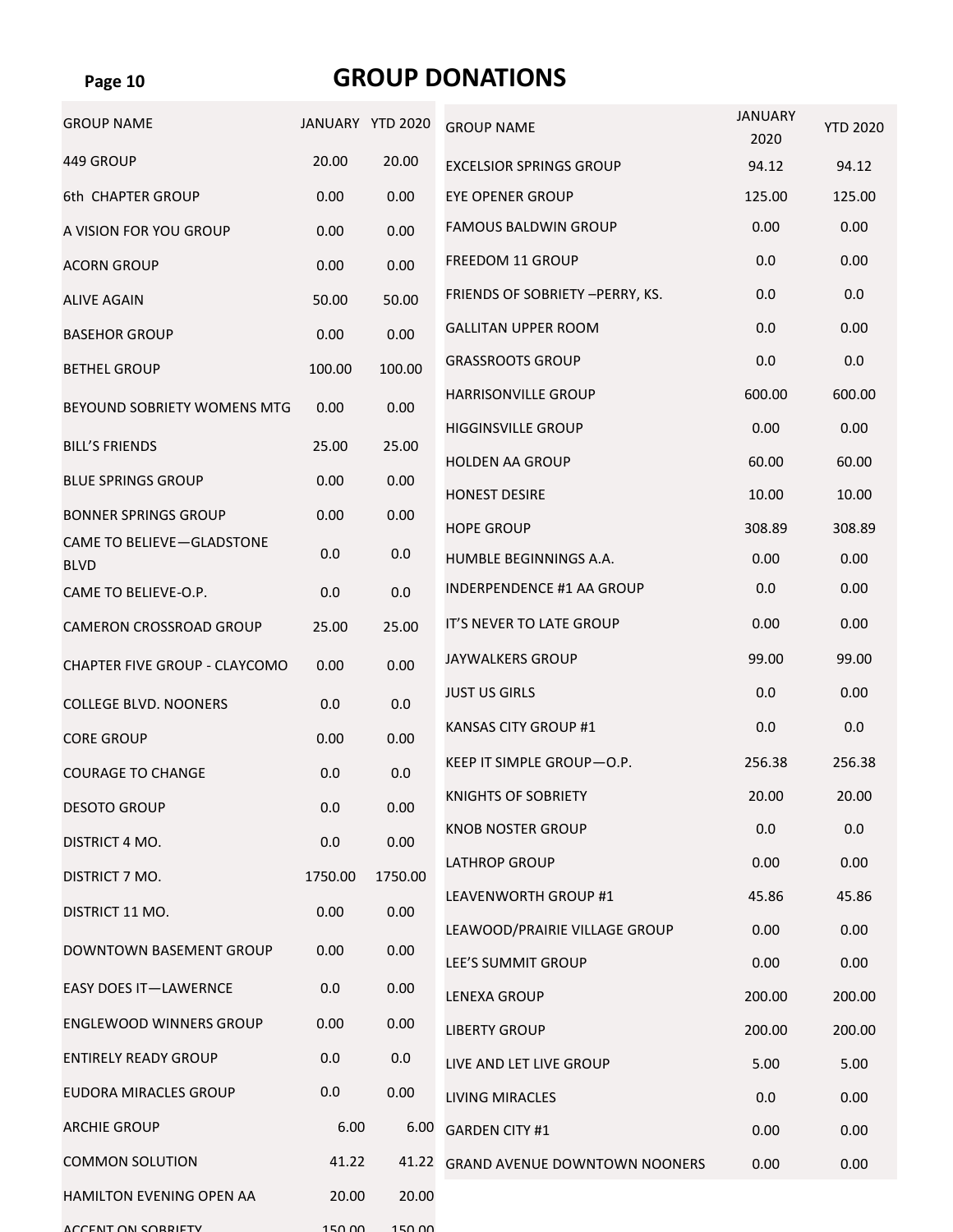# GROUP DONATIONS

| GROUP NAME | JANUARY | YTD 2020 |
|---|---|---|
| 449 GROUP | 20.00 | 20.00 |
| 6th CHAPTER GROUP | 0.00 | 0.00 |
| A VISION FOR YOU GROUP | 0.00 | 0.00 |
| ACORN GROUP | 0.00 | 0.00 |
| ALIVE AGAIN | 50.00 | 50.00 |
| BASEHOR GROUP | 0.00 | 0.00 |
| BETHEL GROUP | 100.00 | 100.00 |
| BEYOUND SOBRIETY WOMENS MTG | 0.00 | 0.00 |
| BILL'S FRIENDS | 25.00 | 25.00 |
| BLUE SPRINGS GROUP | 0.00 | 0.00 |
| BONNER SPRINGS GROUP | 0.00 | 0.00 |
| CAME TO BELIEVE—GLADSTONE BLVD | 0.0 | 0.0 |
| CAME TO BELIEVE-O.P. | 0.0 | 0.0 |
| CAMERON CROSSROAD GROUP | 25.00 | 25.00 |
| CHAPTER FIVE GROUP - CLAYCOMO | 0.00 | 0.00 |
| COLLEGE BLVD. NOONERS | 0.0 | 0.0 |
| CORE GROUP | 0.00 | 0.00 |
| COURAGE TO CHANGE | 0.0 | 0.0 |
| DESOTO GROUP | 0.0 | 0.00 |
| DISTRICT 4 MO. | 0.0 | 0.00 |
| DISTRICT 7 MO. | 1750.00 | 1750.00 |
| DISTRICT 11 MO. | 0.00 | 0.00 |
| DOWNTOWN BASEMENT GROUP | 0.00 | 0.00 |
| EASY DOES IT—LAWERNCE | 0.0 | 0.00 |
| ENGLEWOOD WINNERS GROUP | 0.00 | 0.00 |
| ENTIRELY READY GROUP | 0.0 | 0.0 |
| EUDORA MIRACLES GROUP | 0.0 | 0.00 |
| ARCHIE GROUP | 6.00 | 6.00 |
| COMMON SOLUTION | 41.22 | 41.22 |
| HAMILTON EVENING OPEN AA | 20.00 | 20.00 |
| ACCENT ON SOBRIETY | 150.00 | 150.00 |

| GROUP NAME | JANUARY 2020 | YTD 2020 |
|---|---|---|
| EXCELSIOR SPRINGS GROUP | 94.12 | 94.12 |
| EYE OPENER GROUP | 125.00 | 125.00 |
| FAMOUS BALDWIN GROUP | 0.00 | 0.00 |
| FREEDOM 11 GROUP | 0.0 | 0.00 |
| FRIENDS OF SOBRIETY –PERRY, KS. | 0.0 | 0.0 |
| GALLITAN UPPER ROOM | 0.0 | 0.00 |
| GRASSROOTS GROUP | 0.0 | 0.0 |
| HARRISONVILLE GROUP | 600.00 | 600.00 |
| HIGGINSVILLE GROUP | 0.00 | 0.00 |
| HOLDEN AA GROUP | 60.00 | 60.00 |
| HONEST DESIRE | 10.00 | 10.00 |
| HOPE GROUP | 308.89 | 308.89 |
| HUMBLE BEGINNINGS A.A. | 0.00 | 0.00 |
| INDERPENDENCE #1 AA GROUP | 0.0 | 0.00 |
| IT'S NEVER TO LATE GROUP | 0.00 | 0.00 |
| JAYWALKERS GROUP | 99.00 | 99.00 |
| JUST US GIRLS | 0.0 | 0.00 |
| KANSAS CITY GROUP #1 | 0.0 | 0.0 |
| KEEP IT SIMPLE GROUP—O.P. | 256.38 | 256.38 |
| KNIGHTS OF SOBRIETY | 20.00 | 20.00 |
| KNOB NOSTER GROUP | 0.0 | 0.0 |
| LATHROP GROUP | 0.00 | 0.00 |
| LEAVENWORTH GROUP #1 | 45.86 | 45.86 |
| LEAWOOD/PRAIRIE VILLAGE GROUP | 0.00 | 0.00 |
| LEE'S SUMMIT GROUP | 0.00 | 0.00 |
| LENEXA GROUP | 200.00 | 200.00 |
| LIBERTY GROUP | 200.00 | 200.00 |
| LIVE AND LET LIVE GROUP | 5.00 | 5.00 |
| LIVING MIRACLES | 0.0 | 0.00 |
| GARDEN CITY #1 | 0.00 | 0.00 |
| GRAND AVENUE DOWNTOWN NOONERS | 0.00 | 0.00 |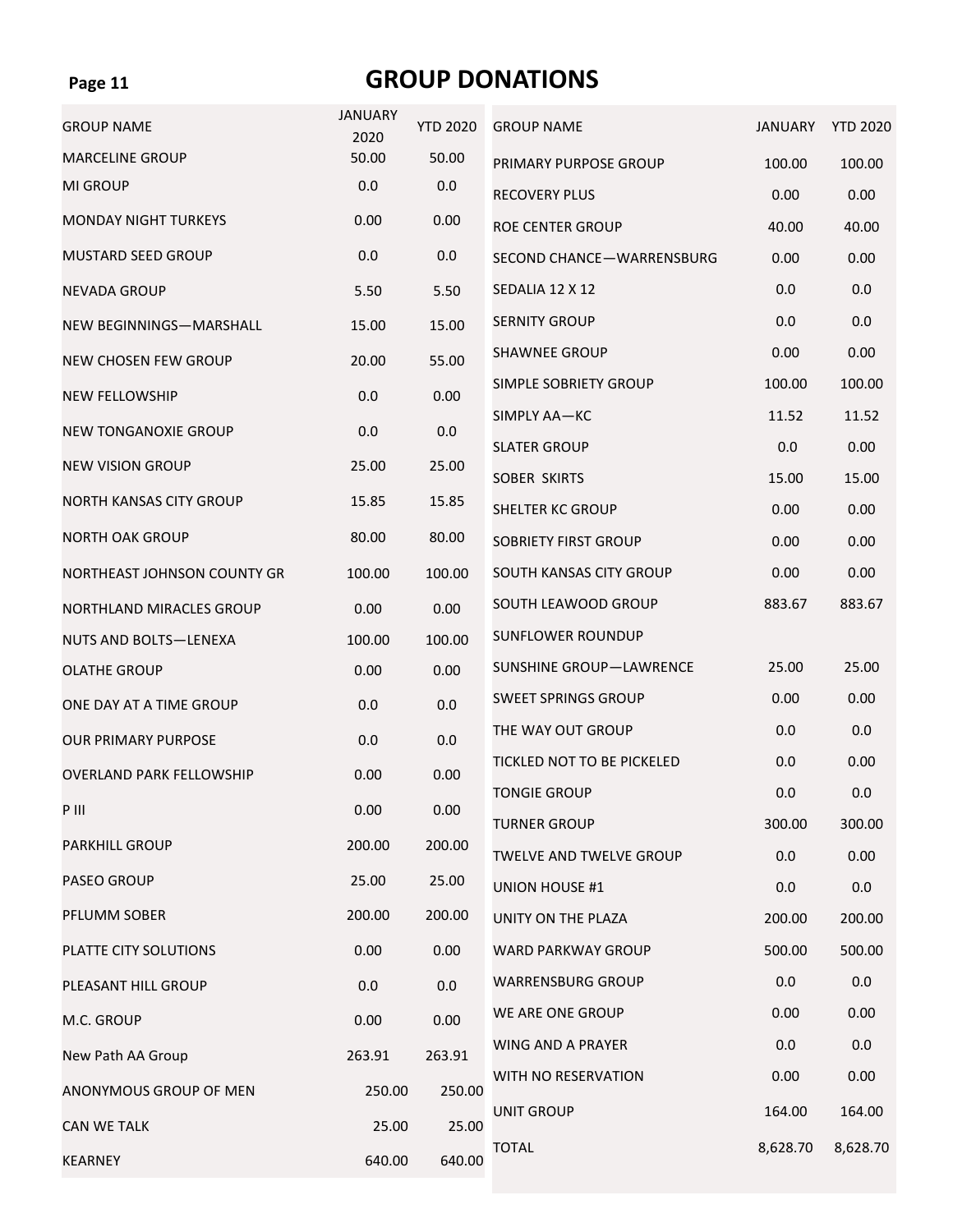# GROUP DONATIONS

| GROUP NAME | JANUARY 2020 | YTD 2020 |
|---|---|---|
| MARCELINE GROUP | 50.00 | 50.00 |
| MI GROUP | 0.0 | 0.0 |
| MONDAY NIGHT TURKEYS | 0.00 | 0.00 |
| MUSTARD SEED GROUP | 0.0 | 0.0 |
| NEVADA GROUP | 5.50 | 5.50 |
| NEW BEGINNINGS—MARSHALL | 15.00 | 15.00 |
| NEW CHOSEN FEW GROUP | 20.00 | 55.00 |
| NEW FELLOWSHIP | 0.0 | 0.00 |
| NEW TONGANOXIE GROUP | 0.0 | 0.0 |
| NEW VISION GROUP | 25.00 | 25.00 |
| NORTH KANSAS CITY GROUP | 15.85 | 15.85 |
| NORTH OAK GROUP | 80.00 | 80.00 |
| NORTHEAST JOHNSON COUNTY GR | 100.00 | 100.00 |
| NORTHLAND MIRACLES GROUP | 0.00 | 0.00 |
| NUTS AND BOLTS—LENEXA | 100.00 | 100.00 |
| OLATHE GROUP | 0.00 | 0.00 |
| ONE DAY AT A TIME GROUP | 0.0 | 0.0 |
| OUR PRIMARY PURPOSE | 0.0 | 0.0 |
| OVERLAND PARK FELLOWSHIP | 0.00 | 0.00 |
| P III | 0.00 | 0.00 |
| PARKHILL GROUP | 200.00 | 200.00 |
| PASEO GROUP | 25.00 | 25.00 |
| PFLUMM SOBER | 200.00 | 200.00 |
| PLATTE CITY SOLUTIONS | 0.00 | 0.00 |
| PLEASANT HILL GROUP | 0.0 | 0.0 |
| M.C. GROUP | 0.00 | 0.00 |
| New Path AA Group | 263.91 | 263.91 |
| ANONYMOUS GROUP OF MEN | 250.00 | 250.00 |
| CAN WE TALK | 25.00 | 25.00 |
| KEARNEY | 640.00 | 640.00 |

| GROUP NAME | JANUARY | YTD 2020 |
|---|---|---|
| PRIMARY PURPOSE GROUP | 100.00 | 100.00 |
| RECOVERY PLUS | 0.00 | 0.00 |
| ROE CENTER GROUP | 40.00 | 40.00 |
| SECOND CHANCE—WARRENSBURG | 0.00 | 0.00 |
| SEDALIA 12 X 12 | 0.0 | 0.0 |
| SERNITY GROUP | 0.0 | 0.0 |
| SHAWNEE GROUP | 0.00 | 0.00 |
| SIMPLE SOBRIETY GROUP | 100.00 | 100.00 |
| SIMPLY AA—KC | 11.52 | 11.52 |
| SLATER GROUP | 0.0 | 0.00 |
| SOBER SKIRTS | 15.00 | 15.00 |
| SHELTER KC GROUP | 0.00 | 0.00 |
| SOBRIETY FIRST GROUP | 0.00 | 0.00 |
| SOUTH KANSAS CITY GROUP | 0.00 | 0.00 |
| SOUTH LEAWOOD GROUP | 883.67 | 883.67 |
| SUNFLOWER ROUNDUP | | |
| SUNSHINE GROUP—LAWRENCE | 25.00 | 25.00 |
| SWEET SPRINGS GROUP | 0.00 | 0.00 |
| THE WAY OUT GROUP | 0.0 | 0.0 |
| TICKLED NOT TO BE PICKELED | 0.0 | 0.00 |
| TONGIE GROUP | 0.0 | 0.0 |
| TURNER GROUP | 300.00 | 300.00 |
| TWELVE AND TWELVE GROUP | 0.0 | 0.00 |
| UNION HOUSE #1 | 0.0 | 0.0 |
| UNITY ON THE PLAZA | 200.00 | 200.00 |
| WARD PARKWAY GROUP | 500.00 | 500.00 |
| WARRENSBURG GROUP | 0.0 | 0.0 |
| WE ARE ONE GROUP | 0.00 | 0.00 |
| WING AND A PRAYER | 0.0 | 0.0 |
| WITH NO RESERVATION | 0.00 | 0.00 |
| UNIT GROUP | 164.00 | 164.00 |
| TOTAL | 8,628.70 | 8,628.70 |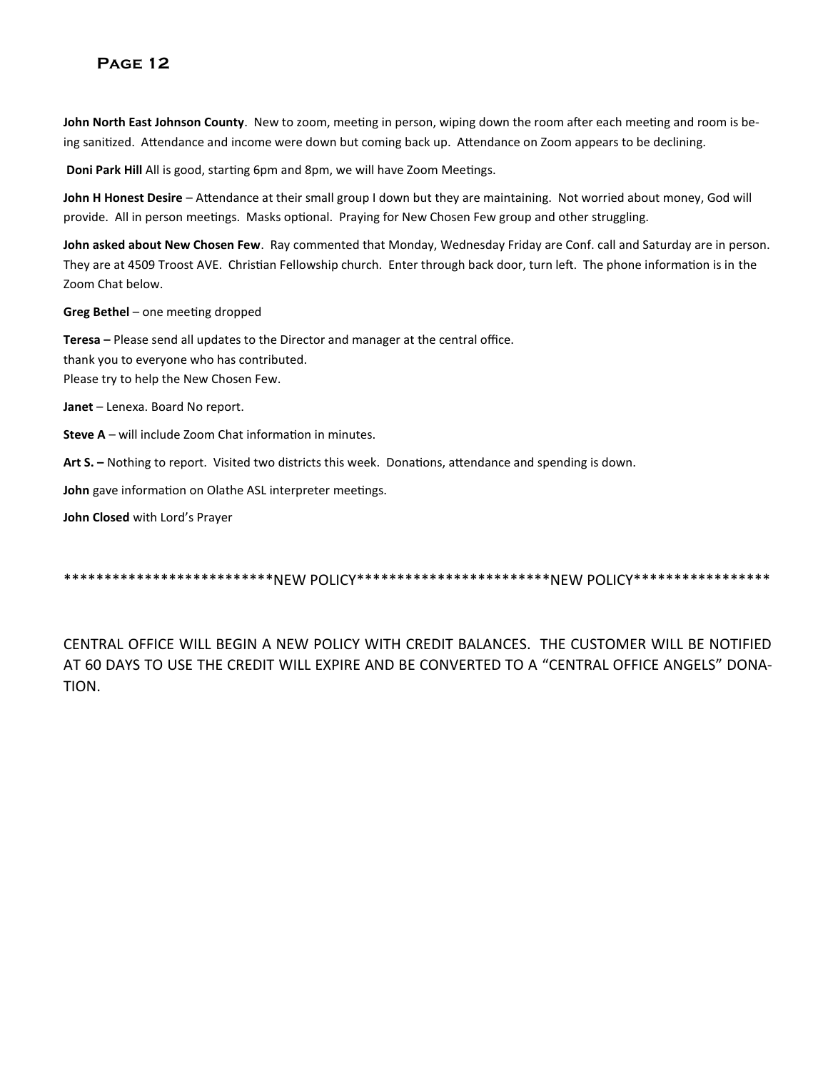**John North East Johnson County**. New to zoom, meeting in person, wiping down the room after each meeting and room is being sanitized. Attendance and income were down but coming back up. Attendance on Zoom appears to be declining.

**Doni Park Hill** All is good, starting 6pm and 8pm, we will have Zoom Meetings.

**John H Honest Desire** – Attendance at their small group I down but they are maintaining. Not worried about money, God will provide. All in person meetings. Masks optional. Praying for New Chosen Few group and other struggling.

**John asked about New Chosen Few**. Ray commented that Monday, Wednesday Friday are Conf. call and Saturday are in person. They are at 4509 Troost AVE. Christian Fellowship church. Enter through back door, turn left. The phone information is in the Zoom Chat below.

**Greg Bethel** – one meeting dropped

**Teresa –** Please send all updates to the Director and manager at the central office.
thank you to everyone who has contributed.
Please try to help the New Chosen Few.

**Janet** – Lenexa. Board No report.

**Steve A** – will include Zoom Chat information in minutes.

**Art S. –** Nothing to report. Visited two districts this week. Donations, attendance and spending is down.

**John** gave information on Olathe ASL interpreter meetings.

**John Closed** with Lord's Prayer

*************************NEW POLICY***********************NEW POLICY****************

CENTRAL OFFICE WILL BEGIN A NEW POLICY WITH CREDIT BALANCES. THE CUSTOMER WILL BE NOTIFIED AT 60 DAYS TO USE THE CREDIT WILL EXPIRE AND BE CONVERTED TO A "CENTRAL OFFICE ANGELS" DONATION.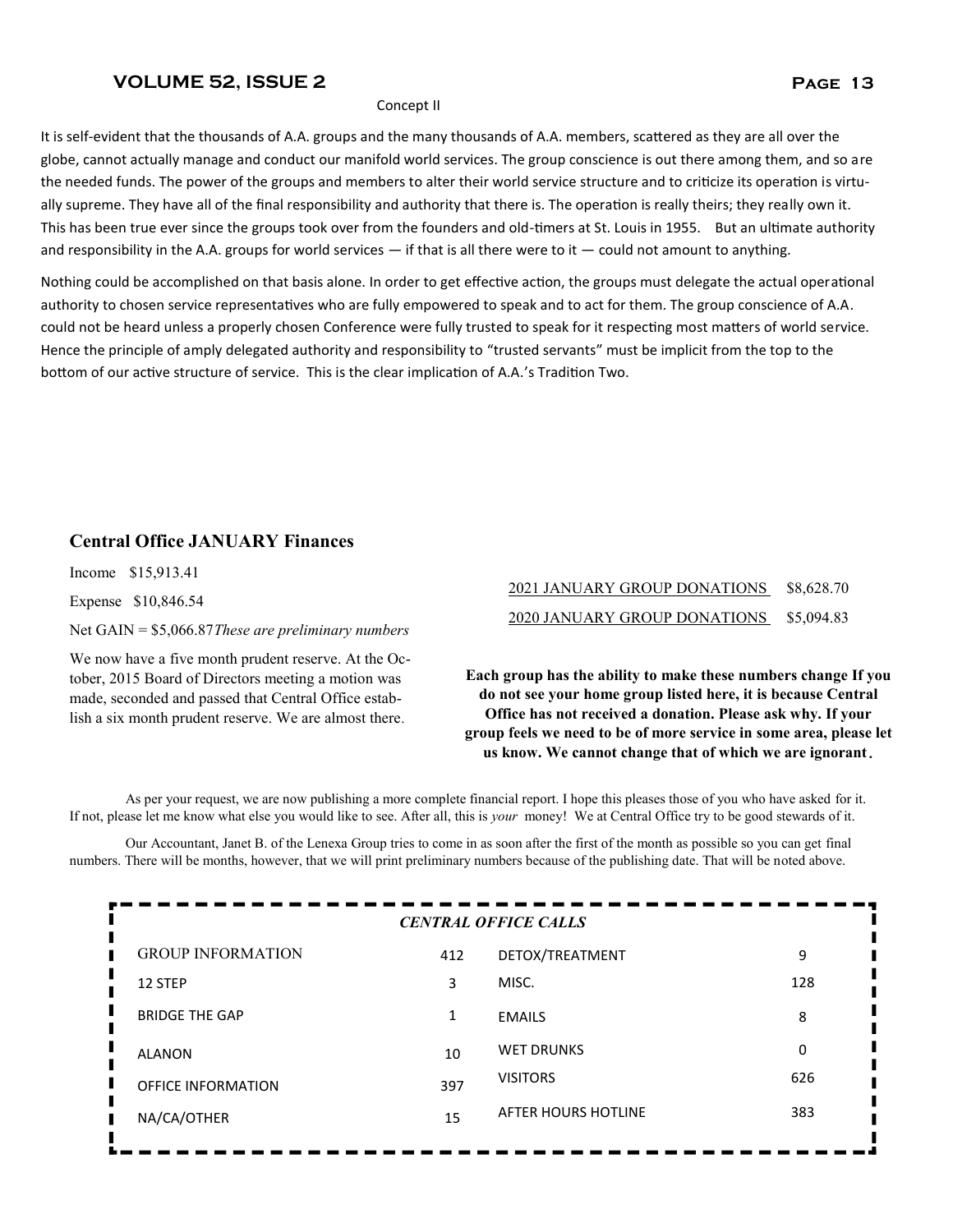Concept II

It is self-evident that the thousands of A.A. groups and the many thousands of A.A. members, scattered as they are all over the globe, cannot actually manage and conduct our manifold world services. The group conscience is out there among them, and so are the needed funds. The power of the groups and members to alter their world service structure and to criticize its operation is virtually supreme. They have all of the final responsibility and authority that there is. The operation is really theirs; they really own it. This has been true ever since the groups took over from the founders and old-timers at St. Louis in 1955. But an ultimate authority and responsibility in the A.A. groups for world services — if that is all there were to it — could not amount to anything.

Nothing could be accomplished on that basis alone. In order to get effective action, the groups must delegate the actual operational authority to chosen service representatives who are fully empowered to speak and to act for them. The group conscience of A.A. could not be heard unless a properly chosen Conference were fully trusted to speak for it respecting most matters of world service. Hence the principle of amply delegated authority and responsibility to "trusted servants" must be implicit from the top to the bottom of our active structure of service. This is the clear implication of A.A.'s Tradition Two.

## Central Office JANUARY Finances

Income $15,913.41

Expense $10,846.54

Net GAIN = $5,066.87 *These are preliminary numbers*

We now have a five month prudent reserve. At the October, 2015 Board of Directors meeting a motion was made, seconded and passed that Central Office establish a six month prudent reserve. We are almost there.

2021 JANUARY GROUP DONATIONS $8,628.70

2020 JANUARY GROUP DONATIONS $5,094.83

**Each group has the ability to make these numbers change If you do not see your home group listed here, it is because Central Office has not received a donation. Please ask why. If your group feels we need to be of more service in some area, please let us know. We cannot change that of which we are ignorant.**

As per your request, we are now publishing a more complete financial report. I hope this pleases those of you who have asked for it. If not, please let me know what else you would like to see. After all, this is *your* money! We at Central Office try to be good stewards of it.

Our Accountant, Janet B. of the Lenexa Group tries to come in as soon after the first of the month as possible so you can get final numbers. There will be months, however, that we will print preliminary numbers because of the publishing date. That will be noted above.

*CENTRAL OFFICE CALLS*

| | | | |
|---|---|---|---|
| GROUP INFORMATION | 412 | DETOX/TREATMENT | 9 |
| 12 STEP | 3 | MISC. | 128 |
| BRIDGE THE GAP | 1 | EMAILS | 8 |
| ALANON | 10 | WET DRUNKS | 0 |
| OFFICE INFORMATION | 397 | VISITORS | 626 |
| NA/CA/OTHER | 15 | AFTER HOURS HOTLINE | 383 |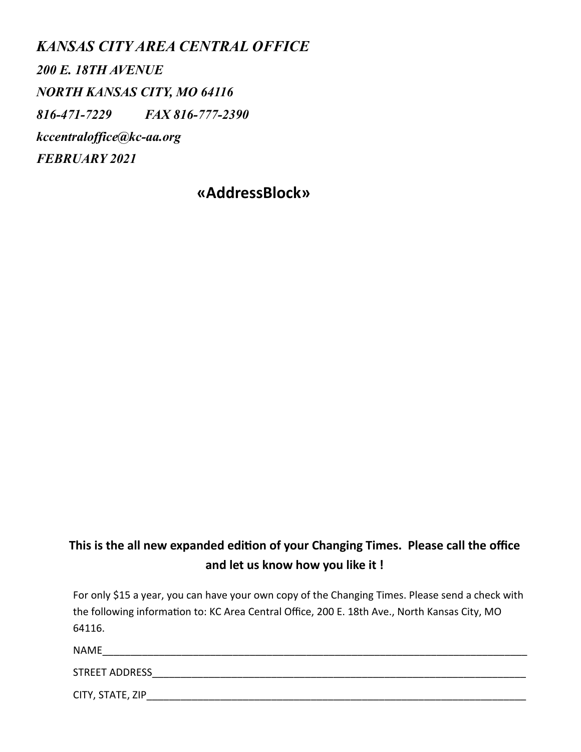***KANSAS CITY AREA CENTRAL OFFICE***

***200 E. 18TH AVENUE***

***NORTH KANSAS CITY, MO 64116***

***816-471-7229      FAX 816-777-2390***

***kccentraloffice@kc-aa.org***

***FEBRUARY 2021***

**«AddressBlock»**

**This is the all new expanded edition of your Changing Times. Please call the office and let us know how you like it !**

For only $15 a year, you can have your own copy of the Changing Times. Please send a check with the following information to: KC Area Central Office, 200 E. 18th Ave., North Kansas City, MO 64116.

NAME_______________________________________________________________________________

STREET ADDRESS_____________________________________________________________________

CITY, STATE, ZIP_____________________________________________________________________